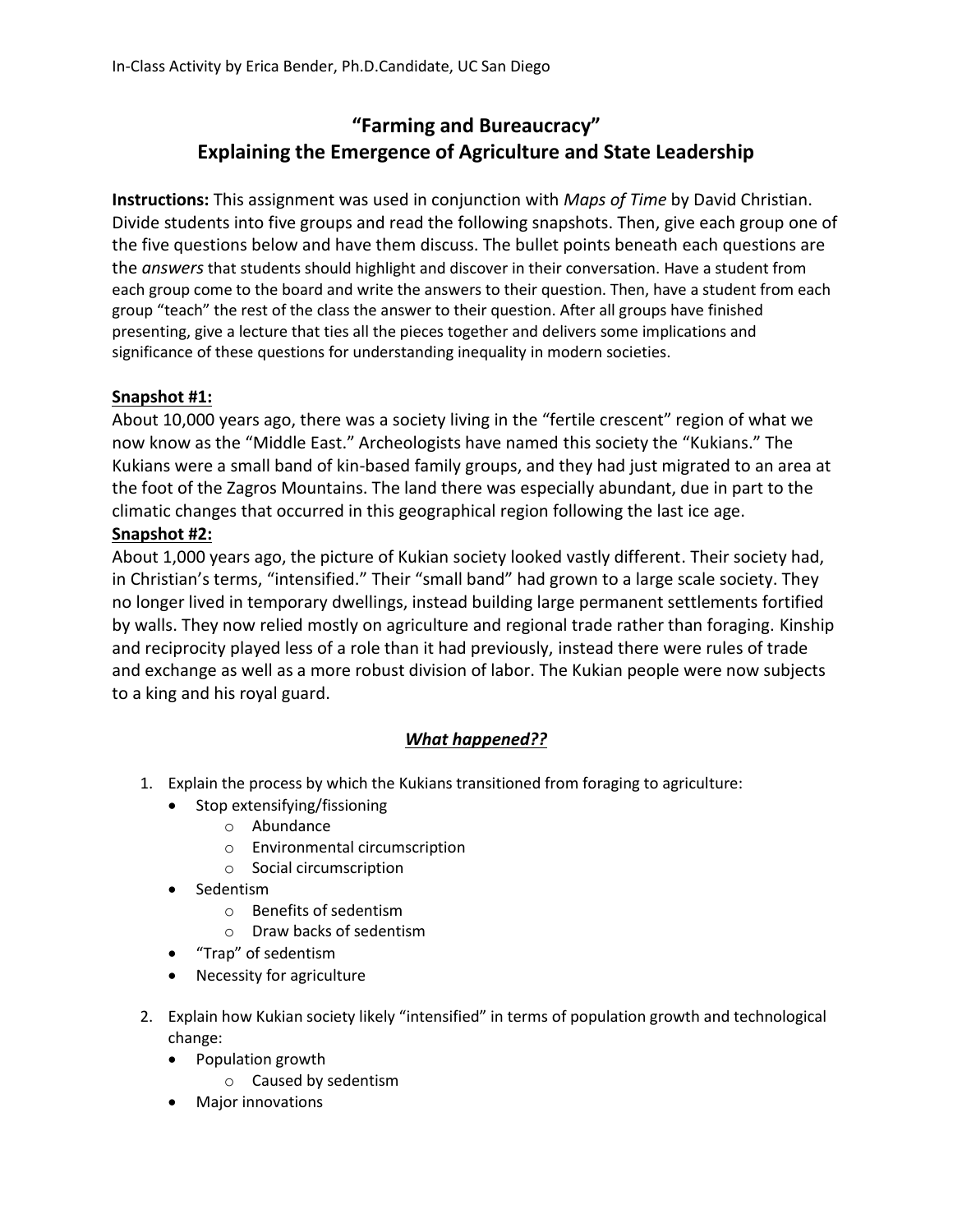In-Class Activity by Erica Bender, Ph.D.Candidate, UC San Diego

# "Farming and Bureaucracy"
# Explaining the Emergence of Agriculture and State Leadership

**Instructions:** This assignment was used in conjunction with *Maps of Time* by David Christian. Divide students into five groups and read the following snapshots. Then, give each group one of the five questions below and have them discuss. The bullet points beneath each questions are the *answers* that students should highlight and discover in their conversation. Have a student from each group come to the board and write the answers to their question. Then, have a student from each group "teach" the rest of the class the answer to their question. After all groups have finished presenting, give a lecture that ties all the pieces together and delivers some implications and significance of these questions for understanding inequality in modern societies.

**Snapshot #1:**

About 10,000 years ago, there was a society living in the "fertile crescent" region of what we now know as the "Middle East." Archeologists have named this society the "Kukians." The Kukians were a small band of kin-based family groups, and they had just migrated to an area at the foot of the Zagros Mountains. The land there was especially abundant, due in part to the climatic changes that occurred in this geographical region following the last ice age.

**Snapshot #2:**

About 1,000 years ago, the picture of Kukian society looked vastly different. Their society had, in Christian's terms, "intensified." Their "small band" had grown to a large scale society. They no longer lived in temporary dwellings, instead building large permanent settlements fortified by walls. They now relied mostly on agriculture and regional trade rather than foraging. Kinship and reciprocity played less of a role than it had previously, instead there were rules of trade and exchange as well as a more robust division of labor. The Kukian people were now subjects to a king and his royal guard.

## *What happened??*

1. Explain the process by which the Kukians transitioned from foraging to agriculture:
   - Stop extensifying/fissioning
     - Abundance
     - Environmental circumscription
     - Social circumscription
   - Sedentism
     - Benefits of sedentism
     - Draw backs of sedentism
   - "Trap" of sedentism
   - Necessity for agriculture

2. Explain how Kukian society likely "intensified" in terms of population growth and technological change:
   - Population growth
     - Caused by sedentism
   - Major innovations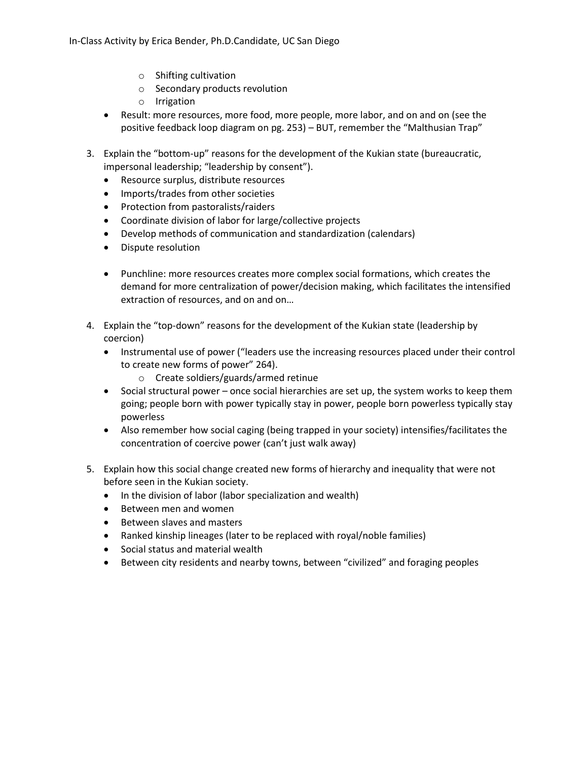- Shifting cultivation
    - Secondary products revolution
    - Irrigation
- Result: more resources, more food, more people, more labor, and on and on (see the positive feedback loop diagram on pg. 253) – BUT, remember the "Malthusian Trap"

3. Explain the "bottom-up" reasons for the development of the Kukian state (bureaucratic, impersonal leadership; "leadership by consent").
    - Resource surplus, distribute resources
    - Imports/trades from other societies
    - Protection from pastoralists/raiders
    - Coordinate division of labor for large/collective projects
    - Develop methods of communication and standardization (calendars)
    - Dispute resolution

    - Punchline: more resources creates more complex social formations, which creates the demand for more centralization of power/decision making, which facilitates the intensified extraction of resources, and on and on…

4. Explain the "top-down" reasons for the development of the Kukian state (leadership by coercion)
    - Instrumental use of power ("leaders use the increasing resources placed under their control to create new forms of power" 264).
        - Create soldiers/guards/armed retinue
    - Social structural power – once social hierarchies are set up, the system works to keep them going; people born with power typically stay in power, people born powerless typically stay powerless
    - Also remember how social caging (being trapped in your society) intensifies/facilitates the concentration of coercive power (can't just walk away)

5. Explain how this social change created new forms of hierarchy and inequality that were not before seen in the Kukian society.
    - In the division of labor (labor specialization and wealth)
    - Between men and women
    - Between slaves and masters
    - Ranked kinship lineages (later to be replaced with royal/noble families)
    - Social status and material wealth
    - Between city residents and nearby towns, between "civilized" and foraging peoples